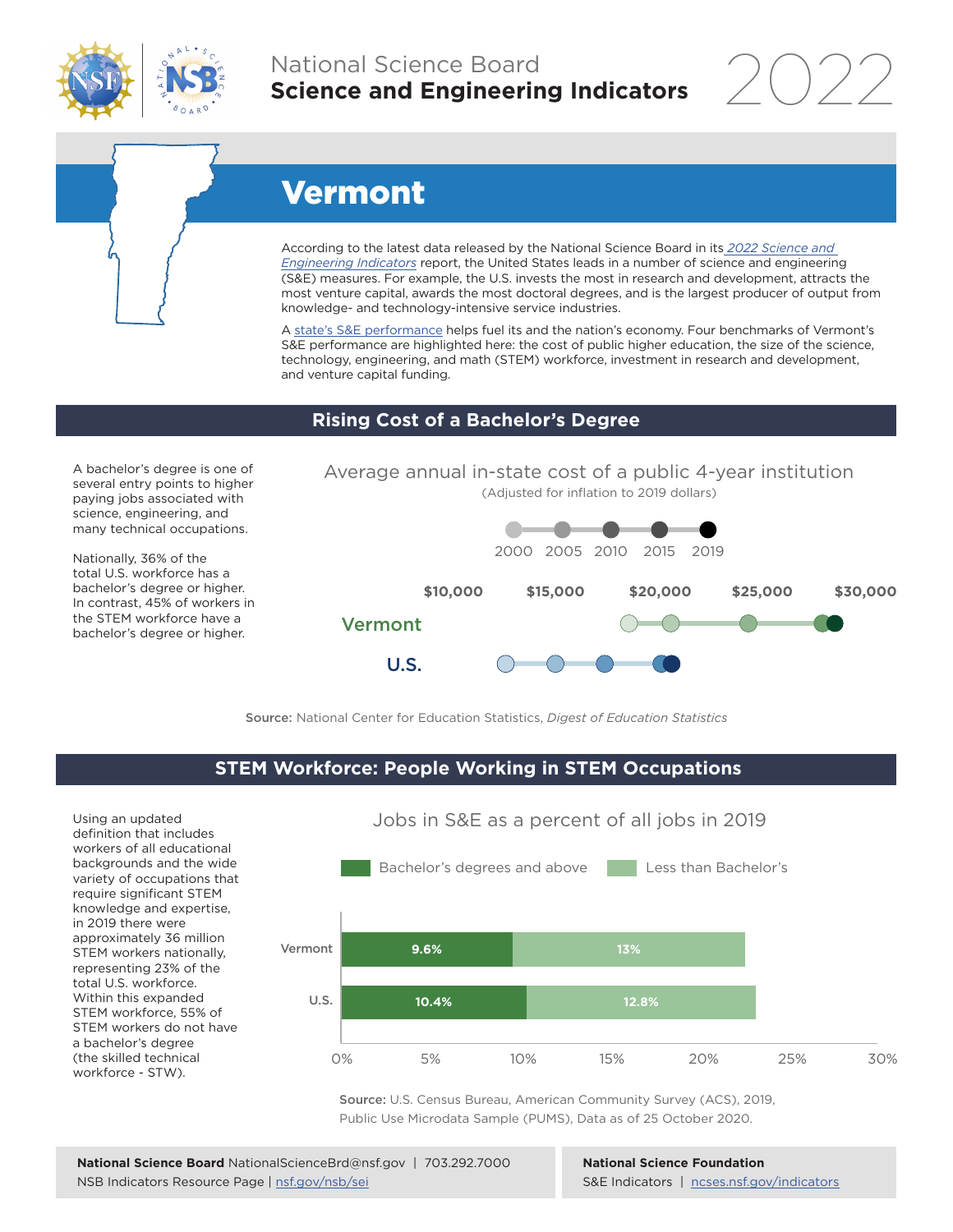National Science Board
**Science and Engineering Indicators** 2022

# Vermont

According to the latest data released by the National Science Board in its *2022 Science and Engineering Indicators* report, the United States leads in a number of science and engineering (S&E) measures. For example, the U.S. invests the most in research and development, attracts the most venture capital, awards the most doctoral degrees, and is the largest producer of output from knowledge- and technology-intensive service industries.

A state's S&E performance helps fuel its and the nation's economy. Four benchmarks of Vermont's S&E performance are highlighted here: the cost of public higher education, the size of the science, technology, engineering, and math (STEM) workforce, investment in research and development, and venture capital funding.

## Rising Cost of a Bachelor's Degree

A bachelor's degree is one of several entry points to higher paying jobs associated with science, engineering, and many technical occupations.

Nationally, 36% of the total U.S. workforce has a bachelor's degree or higher. In contrast, 45% of workers in the STEM workforce have a bachelor's degree or higher.

Average annual in-state cost of a public 4-year institution
(Adjusted for inflation to 2019 dollars)

2000, 2005, 2010, 2015, 2019

$10,000 | $15,000 | $20,000 | $25,000 | $30,000

Vermont

U.S.

**Source:** National Center for Education Statistics, *Digest of Education Statistics*

## STEM Workforce: People Working in STEM Occupations

Using an updated definition that includes workers of all educational backgrounds and the wide variety of occupations that require significant STEM knowledge and expertise, in 2019 there were approximately 36 million STEM workers nationally, representing 23% of the total U.S. workforce. Within this expanded STEM workforce, 55% of STEM workers do not have a bachelor's degree (the skilled technical workforce - STW).

Jobs in S&E as a percent of all jobs in 2019

| | Bachelor's degrees and above | Less than Bachelor's |
|---|---|---|
| Vermont | 9.6% | 13% |
| U.S. | 10.4% | 12.8% |

**Source:** U.S. Census Bureau, American Community Survey (ACS), 2019, Public Use Microdata Sample (PUMS), Data as of 25 October 2020.

**National Science Board** NationalScienceBrd@nsf.gov | 703.292.7000
NSB Indicators Resource Page | nsf.gov/nsb/sei

**National Science Foundation**
S&E Indicators | ncses.nsf.gov/indicators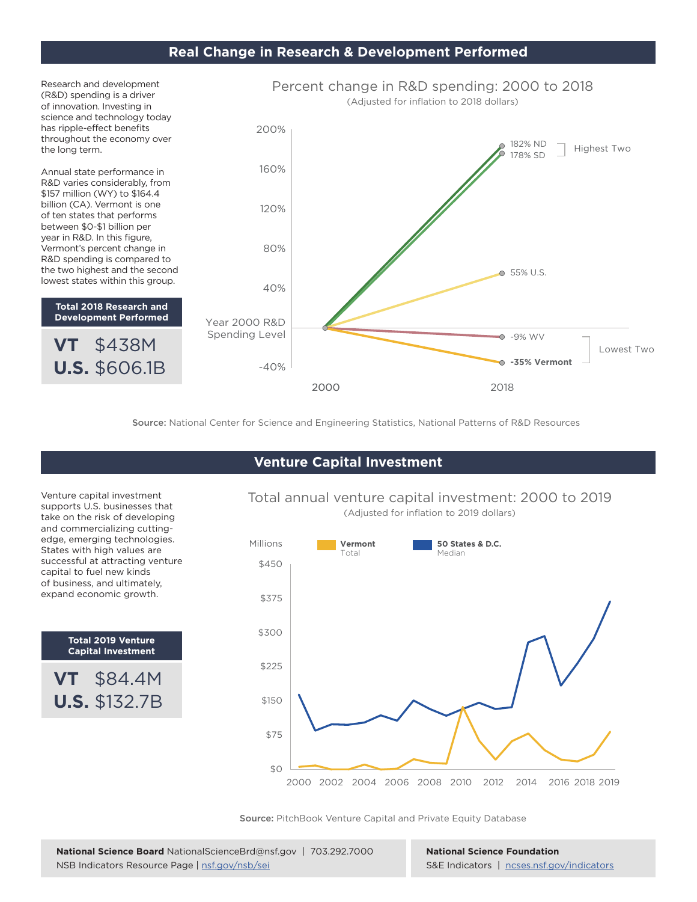## Real Change in Research & Development Performed

Research and development (R&D) spending is a driver of innovation. Investing in science and technology today has ripple-effect benefits throughout the economy over the long term.

Annual state performance in R&D varies considerably, from $157 million (WY) to $164.4 billion (CA). Vermont is one of ten states that performs between $0-$1 billion per year in R&D. In this figure, Vermont's percent change in R&D spending is compared to the two highest and the second lowest states within this group.

**Total 2018 Research and Development Performed**

**VT** $438M
**U.S.** $606.1B

Percent change in R&D spending: 2000 to 2018
(Adjusted for inflation to 2018 dollars)

200%
160%
120%
80%
40%
Year 2000 R&D Spending Level
-40%

2000
2018

182% ND
178% SD
Highest Two
55% U.S.
-9% WV
**-35% Vermont**
Lowest Two

**Source:** National Center for Science and Engineering Statistics, National Patterns of R&D Resources

## Venture Capital Investment

Venture capital investment supports U.S. businesses that take on the risk of developing and commercializing cutting-edge, emerging technologies. States with high values are successful at attracting venture capital to fuel new kinds of business, and ultimately, expand economic growth.

**Total 2019 Venture Capital Investment**

**VT** $84.4M
**U.S.** $132.7B

Total annual venture capital investment: 2000 to 2019
(Adjusted for inflation to 2019 dollars)

Millions
**Vermont** Total
**50 States & D.C.** Median

$450
$375
$300
$225
$150
$75
$0

2000 2002 2004 2006 2008 2010 2012 2014 2016 2018 2019

**Source:** PitchBook Venture Capital and Private Equity Database

**National Science Board** NationalScienceBrd@nsf.gov | 703.292.7000
NSB Indicators Resource Page | nsf.gov/nsb/sei

**National Science Foundation**
S&E Indicators | ncses.nsf.gov/indicators